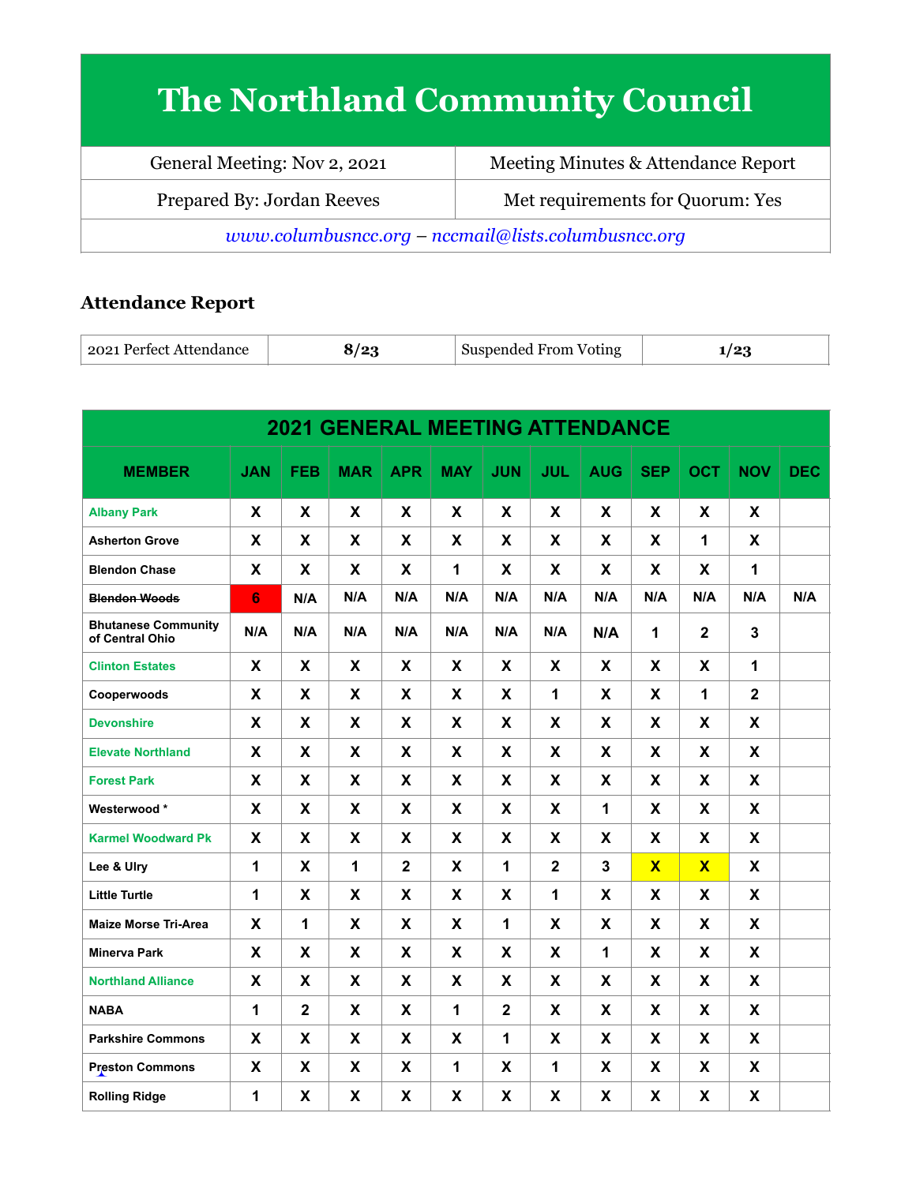# The Northland Community Council

| General Meeting: Nov 2, 2021 | Meeting Minutes & Attendance Report |
|---|---|
| Prepared By: Jordan Reeves | Met requirements for Quorum: Yes |

*www.columbusncc.org – nccmail@lists.columbusncc.org*

## Attendance Report

| 2021 Perfect Attendance | 8/23 | Suspended From Voting | 1/23 |
|---|---|---|---|

| 2021 GENERAL MEETING ATTENDANCE | | | | | | | | | | | | |
|---|---|---|---|---|---|---|---|---|---|---|---|---|
| MEMBER | JAN | FEB | MAR | APR | MAY | JUN | JUL | AUG | SEP | OCT | NOV | DEC |
| Albany Park | X | X | X | X | X | X | X | X | X | X | X | |
| Asherton Grove | X | X | X | X | X | X | X | X | X | 1 | X | |
| Blendon Chase | X | X | X | X | 1 | X | X | X | X | X | 1 | |
| ~~Blendon Woods~~ | 6 | N/A | N/A | N/A | N/A | N/A | N/A | N/A | N/A | N/A | N/A | N/A |
| Bhutanese Community of Central Ohio | N/A | N/A | N/A | N/A | N/A | N/A | N/A | N/A | 1 | 2 | 3 | |
| Clinton Estates | X | X | X | X | X | X | X | X | X | X | 1 | |
| Cooperwoods | X | X | X | X | X | X | 1 | X | X | 1 | 2 | |
| Devonshire | X | X | X | X | X | X | X | X | X | X | X | |
| Elevate Northland | X | X | X | X | X | X | X | X | X | X | X | |
| Forest Park | X | X | X | X | X | X | X | X | X | X | X | |
| Westerwood * | X | X | X | X | X | X | X | 1 | X | X | X | |
| Karmel Woodward Pk | X | X | X | X | X | X | X | X | X | X | X | |
| Lee & Ulry | 1 | X | 1 | 2 | X | 1 | 2 | 3 | X | X | X | |
| Little Turtle | 1 | X | X | X | X | X | 1 | X | X | X | X | |
| Maize Morse Tri-Area | X | 1 | X | X | X | 1 | X | X | X | X | X | |
| Minerva Park | X | X | X | X | X | X | X | 1 | X | X | X | |
| Northland Alliance | X | X | X | X | X | X | X | X | X | X | X | |
| NABA | 1 | 2 | X | X | 1 | 2 | X | X | X | X | X | |
| Parkshire Commons | X | X | X | X | X | 1 | X | X | X | X | X | |
| Preston Commons | X | X | X | X | 1 | X | 1 | X | X | X | X | |
| Rolling Ridge | 1 | X | X | X | X | X | X | X | X | X | X | |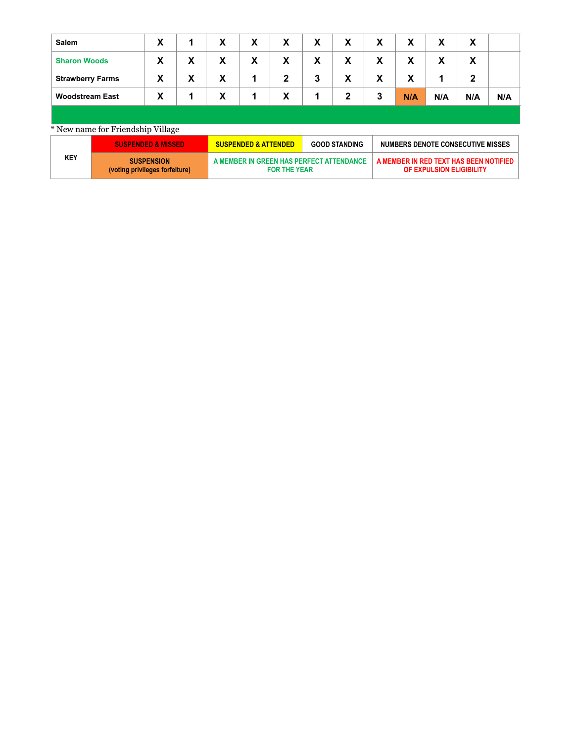| | | | | | | | | | | | | |
|---|---|---|---|---|---|---|---|---|---|---|---|---|
| **Salem** | X | 1 | X | X | X | X | X | X | X | X | X | |
| **Sharon Woods** | X | X | X | X | X | X | X | X | X | X | X | |
| **Strawberry Farms** | X | X | X | 1 | 2 | 3 | X | X | X | 1 | 2 | |
| **Woodstream East** | X | 1 | X | 1 | X | 1 | 2 | 3 | N/A | N/A | N/A | N/A |
| | | | | | | | | | | | | |

\* New name for Friendship Village

| | | | | |
|---|---|---|---|---|
| **KEY** | SUSPENDED & MISSED | SUSPENDED & ATTENDED | GOOD STANDING | NUMBERS DENOTE CONSECUTIVE MISSES |
| | SUSPENSION (voting privileges forfeiture) | A MEMBER IN GREEN HAS PERFECT ATTENDANCE FOR THE YEAR | | A MEMBER IN RED TEXT HAS BEEN NOTIFIED OF EXPULSION ELIGIBILITY |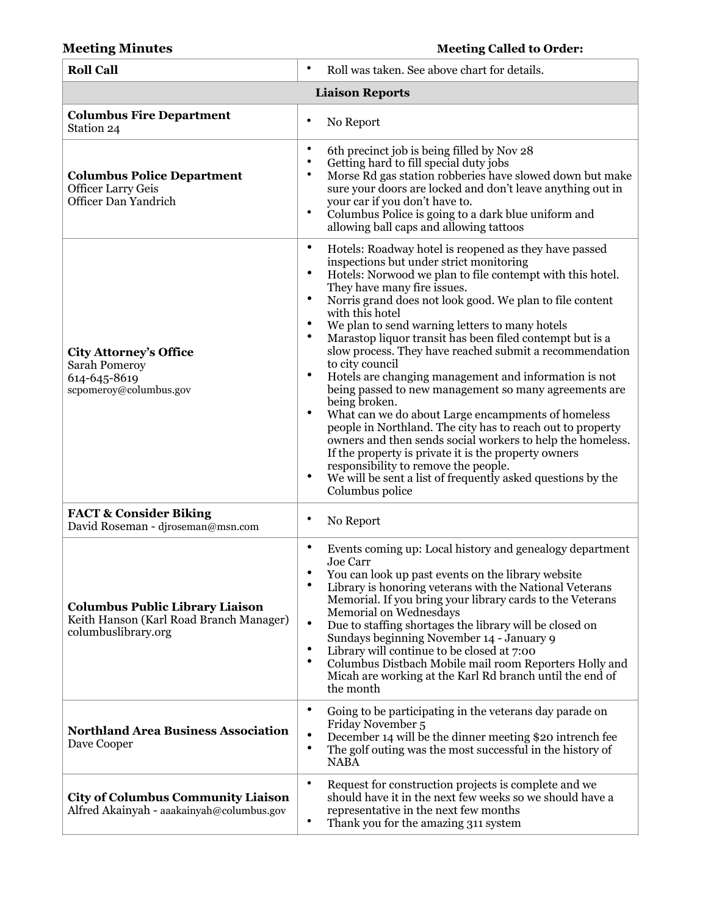**Meeting Minutes** **Meeting Called to Order:**

| **Roll Call** | • Roll was taken. See above chart for details. |
|---|---|
| **Liaison Reports** | |
| **Columbus Fire Department**<br>Station 24 | • No Report |
| **Columbus Police Department**<br>Officer Larry Geis<br>Officer Dan Yandrich | • 6th precinct job is being filled by Nov 28<br>• Getting hard to fill special duty jobs<br>• Morse Rd gas station robberies have slowed down but make sure your doors are locked and don't leave anything out in your car if you don't have to.<br>• Columbus Police is going to a dark blue uniform and allowing ball caps and allowing tattoos |
| **City Attorney's Office**<br>Sarah Pomeroy<br>614-645-8619<br>scpomeroy@columbus.gov | • Hotels: Roadway hotel is reopened as they have passed inspections but under strict monitoring<br>• Hotels: Norwood we plan to file contempt with this hotel. They have many fire issues.<br>• Norris grand does not look good. We plan to file content with this hotel<br>• We plan to send warning letters to many hotels<br>• Marastop liquor transit has been filed contempt but is a slow process. They have reached submit a recommendation to city council<br>• Hotels are changing management and information is not being passed to new management so many agreements are being broken.<br>• What can we do about Large encampments of homeless people in Northland. The city has to reach out to property owners and then sends social workers to help the homeless. If the property is private it is the property owners responsibility to remove the people.<br>• We will be sent a list of frequently asked questions by the Columbus police |
| **FACT & Consider Biking**<br>David Roseman - djroseman@msn.com | • No Report |
| **Columbus Public Library Liaison**<br>Keith Hanson (Karl Road Branch Manager)<br>columbuslibrary.org | • Events coming up: Local history and genealogy department Joe Carr<br>• You can look up past events on the library website<br>• Library is honoring veterans with the National Veterans Memorial. If you bring your library cards to the Veterans Memorial on Wednesdays<br>• Due to staffing shortages the library will be closed on Sundays beginning November 14 - January 9<br>• Library will continue to be closed at 7:00<br>• Columbus Distbach Mobile mail room Reporters Holly and Micah are working at the Karl Rd branch until the end of the month |
| **Northland Area Business Association**<br>Dave Cooper | • Going to be participating in the veterans day parade on Friday November 5<br>• December 14 will be the dinner meeting $20 intrench fee<br>• The golf outing was the most successful in the history of NABA |
| **City of Columbus Community Liaison**<br>Alfred Akainyah - aaakainyah@columbus.gov | • Request for construction projects is complete and we should have it in the next few weeks so we should have a representative in the next few months<br>• Thank you for the amazing 311 system |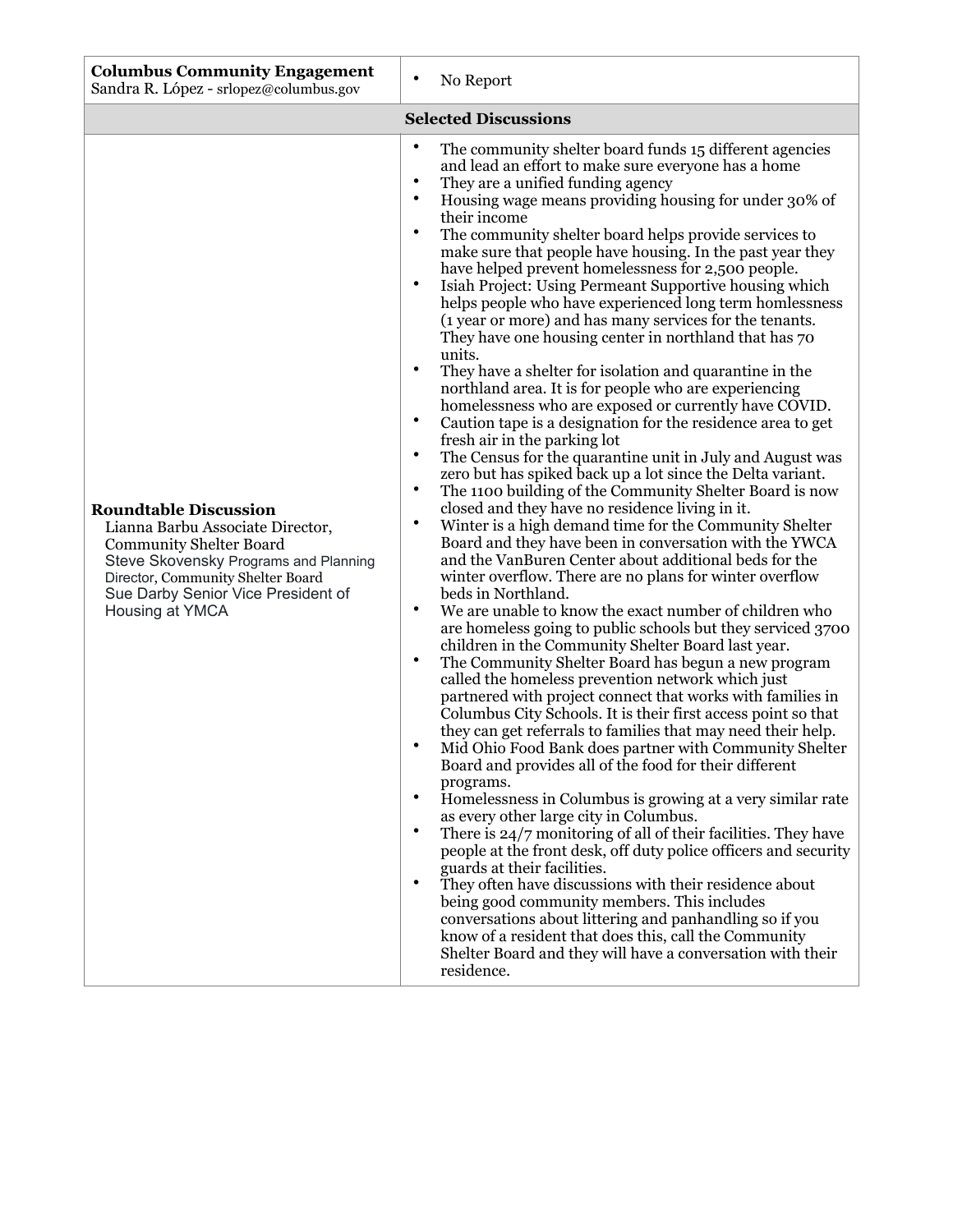| **Columbus Community Engagement**<br>Sandra R. López - srlopez@columbus.gov | • No Report |
|---|---|
| **Selected Discussions** | |
| **Roundtable Discussion**<br>Lianna Barbu Associate Director, Community Shelter Board<br>Steve Skovensky Programs and Planning Director, Community Shelter Board<br>Sue Darby Senior Vice President of Housing at YMCA | • The community shelter board funds 15 different agencies and lead an effort to make sure everyone has a home<br>• They are a unified funding agency<br>• Housing wage means providing housing for under 30% of their income<br>• The community shelter board helps provide services to make sure that people have housing. In the past year they have helped prevent homelessness for 2,500 people.<br>• Isiah Project: Using Permeant Supportive housing which helps people who have experienced long term homlessness (1 year or more) and has many services for the tenants. They have one housing center in northland that has 70 units.<br>• They have a shelter for isolation and quarantine in the northland area. It is for people who are experiencing homelessness who are exposed or currently have COVID.<br>• Caution tape is a designation for the residence area to get fresh air in the parking lot<br>• The Census for the quarantine unit in July and August was zero but has spiked back up a lot since the Delta variant.<br>• The 1100 building of the Community Shelter Board is now closed and they have no residence living in it.<br>• Winter is a high demand time for the Community Shelter Board and they have been in conversation with the YWCA and the VanBuren Center about additional beds for the winter overflow. There are no plans for winter overflow beds in Northland.<br>• We are unable to know the exact number of children who are homeless going to public schools but they serviced 3700 children in the Community Shelter Board last year.<br>• The Community Shelter Board has begun a new program called the homeless prevention network which just partnered with project connect that works with families in Columbus City Schools. It is their first access point so that they can get referrals to families that may need their help.<br>• Mid Ohio Food Bank does partner with Community Shelter Board and provides all of the food for their different programs.<br>• Homelessness in Columbus is growing at a very similar rate as every other large city in Columbus.<br>• There is 24/7 monitoring of all of their facilities. They have people at the front desk, off duty police officers and security guards at their facilities.<br>• They often have discussions with their residence about being good community members. This includes conversations about littering and panhandling so if you know of a resident that does this, call the Community Shelter Board and they will have a conversation with their residence. |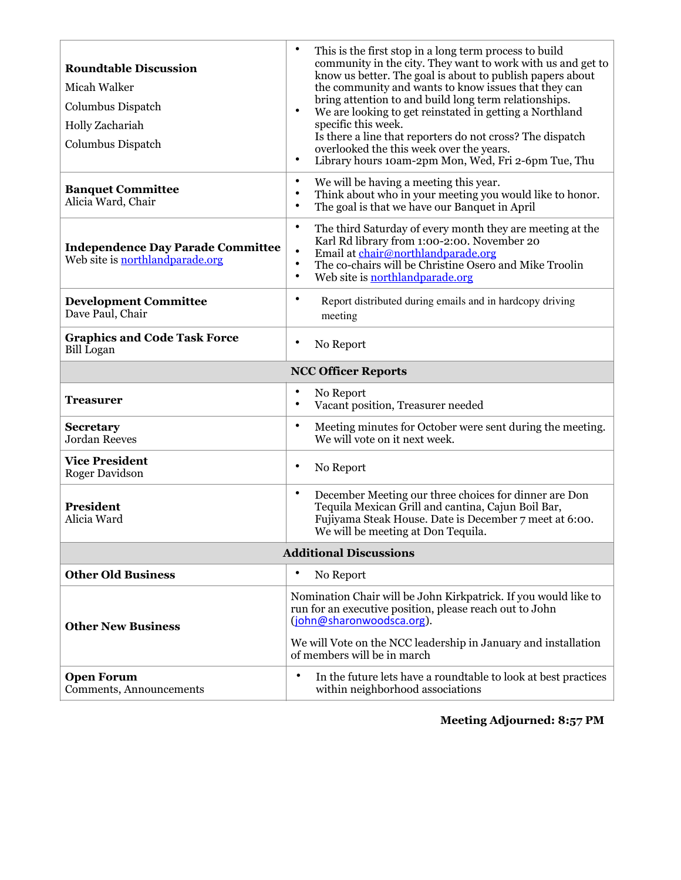| | |
|---|---|
| **Roundtable Discussion**<br>Micah Walker<br>Columbus Dispatch<br>Holly Zachariah<br>Columbus Dispatch | • This is the first stop in a long term process to build community in the city. They want to work with us and get to know us better. The goal is about to publish papers about the community and wants to know issues that they can bring attention to and build long term relationships.<br>• We are looking to get reinstated in getting a Northland specific this week.<br>Is there a line that reporters do not cross? The dispatch overlooked the this week over the years.<br>• Library hours 10am-2pm Mon, Wed, Fri 2-6pm Tue, Thu |
| **Banquet Committee**<br>Alicia Ward, Chair | • We will be having a meeting this year.<br>• Think about who in your meeting you would like to honor.<br>• The goal is that we have our Banquet in April |
| **Independence Day Parade Committee**<br>Web site is northlandparade.org | • The third Saturday of every month they are meeting at the Karl Rd library from 1:00-2:00. November 20<br>• Email at chair@northlandparade.org<br>• The co-chairs will be Christine Osero and Mike Troolin<br>• Web site is northlandparade.org |
| **Development Committee**<br>Dave Paul, Chair | • Report distributed during emails and in hardcopy driving meeting |
| **Graphics and Code Task Force**<br>Bill Logan | • No Report |
| **NCC Officer Reports** | |
| **Treasurer** | • No Report<br>• Vacant position, Treasurer needed |
| **Secretary**<br>Jordan Reeves | • Meeting minutes for October were sent during the meeting. We will vote on it next week. |
| **Vice President**<br>Roger Davidson | • No Report |
| **President**<br>Alicia Ward | • December Meeting our three choices for dinner are Don Tequila Mexican Grill and cantina, Cajun Boil Bar, Fujiyama Steak House. Date is December 7 meet at 6:00. We will be meeting at Don Tequila. |
| **Additional Discussions** | |
| **Other Old Business** | • No Report |
| **Other New Business** | Nomination Chair will be John Kirkpatrick. If you would like to run for an executive position, please reach out to John (john@sharonwoodsca.org).<br><br>We will Vote on the NCC leadership in January and installation of members will be in march |
| **Open Forum**<br>Comments, Announcements | • In the future lets have a roundtable to look at best practices within neighborhood associations |

**Meeting Adjourned: 8:57 PM**